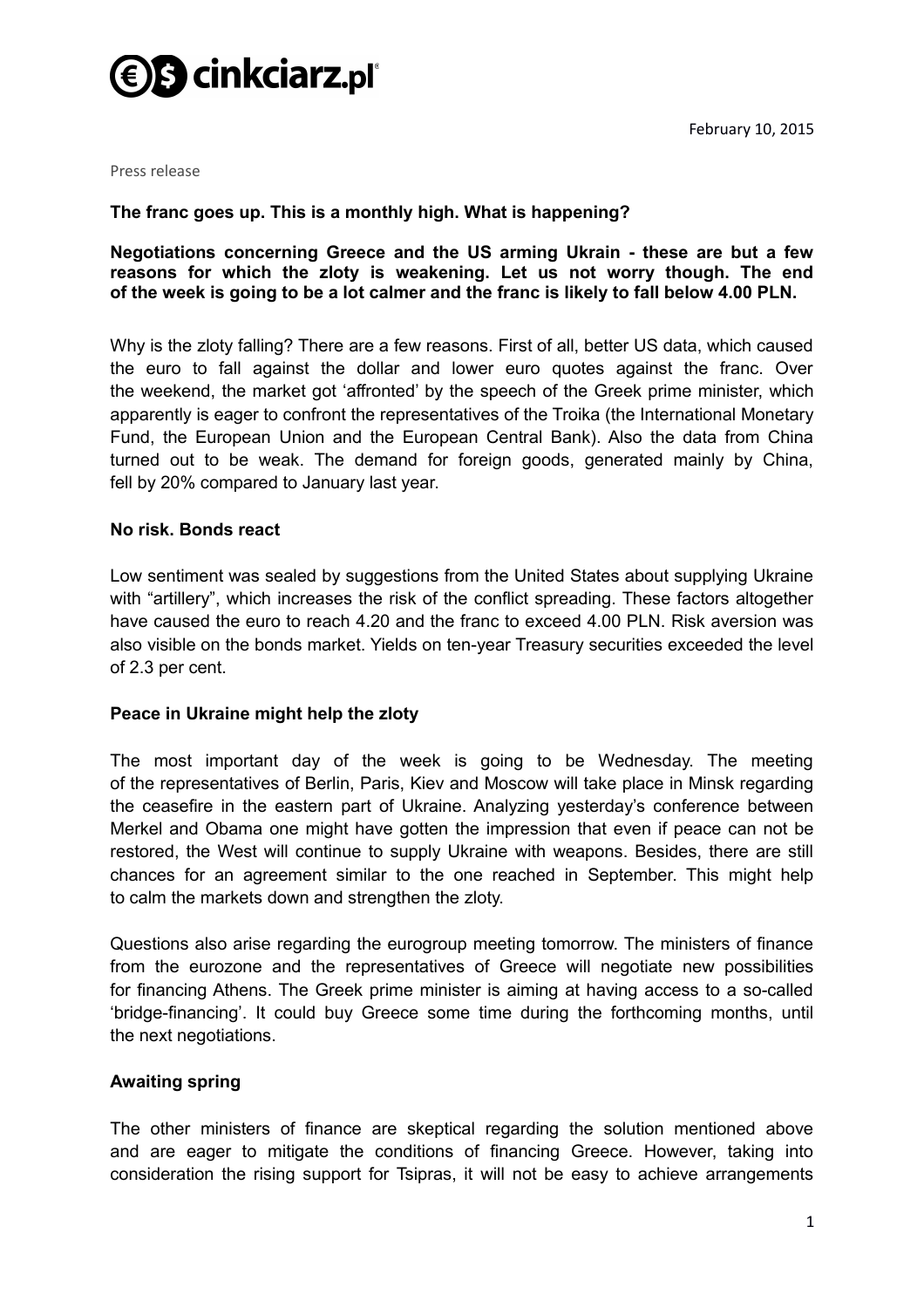cinkciarz.pl

February 10, 2015

Press release

**The franc goes up. This is a monthly high. What is happening?**

**Negotiations concerning Greece and the US arming Ukrain - these are but a few reasons for which the zloty is weakening. Let us not worry though. The end of the week is going to be a lot calmer and the franc is likely to fall below 4.00 PLN.**

Why is the zloty falling? There are a few reasons. First of all, better US data, which caused the euro to fall against the dollar and lower euro quotes against the franc. Over the weekend, the market got 'affronted' by the speech of the Greek prime minister, which apparently is eager to confront the representatives of the Troika (the International Monetary Fund, the European Union and the European Central Bank). Also the data from China turned out to be weak. The demand for foreign goods, generated mainly by China, fell by 20% compared to January last year.

## No risk. Bonds react

Low sentiment was sealed by suggestions from the United States about supplying Ukraine with "artillery", which increases the risk of the conflict spreading. These factors altogether have caused the euro to reach 4.20 and the franc to exceed 4.00 PLN. Risk aversion was also visible on the bonds market. Yields on ten-year Treasury securities exceeded the level of 2.3 per cent.

## Peace in Ukraine might help the zloty

The most important day of the week is going to be Wednesday. The meeting of the representatives of Berlin, Paris, Kiev and Moscow will take place in Minsk regarding the ceasefire in the eastern part of Ukraine. Analyzing yesterday's conference between Merkel and Obama one might have gotten the impression that even if peace can not be restored, the West will continue to supply Ukraine with weapons. Besides, there are still chances for an agreement similar to the one reached in September. This might help to calm the markets down and strengthen the zloty.

Questions also arise regarding the eurogroup meeting tomorrow. The ministers of finance from the eurozone and the representatives of Greece will negotiate new possibilities for financing Athens. The Greek prime minister is aiming at having access to a so-called 'bridge-financing'. It could buy Greece some time during the forthcoming months, until the next negotiations.

## Awaiting spring

The other ministers of finance are skeptical regarding the solution mentioned above and are eager to mitigate the conditions of financing Greece. However, taking into consideration the rising support for Tsipras, it will not be easy to achieve arrangements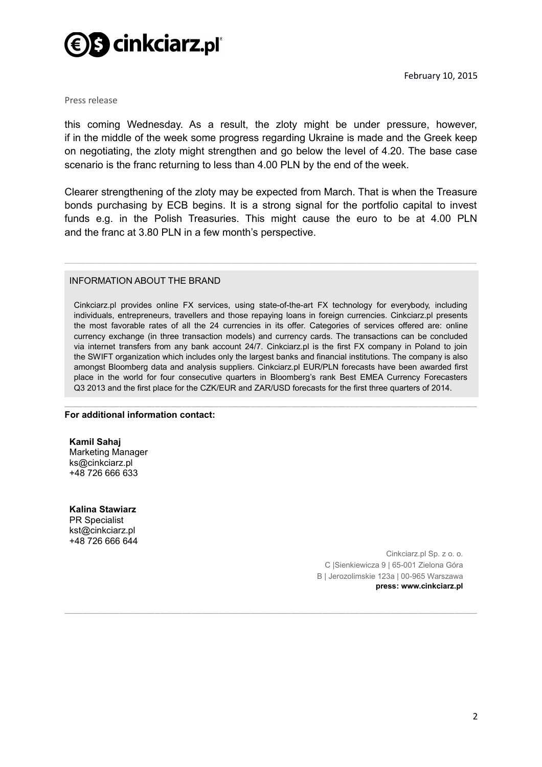Press release

this coming Wednesday. As a result, the zloty might be under pressure, however, if in the middle of the week some progress regarding Ukraine is made and the Greek keep on negotiating, the zloty might strengthen and go below the level of 4.20. The base case scenario is the franc returning to less than 4.00 PLN by the end of the week.

Clearer strengthening of the zloty may be expected from March. That is when the Treasure bonds purchasing by ECB begins. It is a strong signal for the portfolio capital to invest funds e.g. in the Polish Treasuries. This might cause the euro to be at 4.00 PLN and the franc at 3.80 PLN in a few month's perspective.

---

INFORMATION ABOUT THE BRAND

Cinkciarz.pl provides online FX services, using state-of-the-art FX technology for everybody, including individuals, entrepreneurs, travellers and those repaying loans in foreign currencies. Cinkciarz.pl presents the most favorable rates of all the 24 currencies in its offer. Categories of services offered are: online currency exchange (in three transaction models) and currency cards. The transactions can be concluded via internet transfers from any bank account 24/7. Cinkciarz.pl is the first FX company in Poland to join the SWIFT organization which includes only the largest banks and financial institutions. The company is also amongst Bloomberg data and analysis suppliers. Cinkciarz.pl EUR/PLN forecasts have been awarded first place in the world for four consecutive quarters in Bloomberg's rank Best EMEA Currency Forecasters Q3 2013 and the first place for the CZK/EUR and ZAR/USD forecasts for the first three quarters of 2014.

---

**For additional information contact:**

**Kamil Sahaj**
Marketing Manager
ks@cinkciarz.pl
+48 726 666 633

**Kalina Stawiarz**
PR Specialist
kst@cinkciarz.pl
+48 726 666 644

Cinkciarz.pl Sp. z o. o.
C |Sienkiewicza 9 | 65-001 Zielona Góra
B | Jerozolimskie 123a | 00-965 Warszawa
**press: www.cinkciarz.pl**